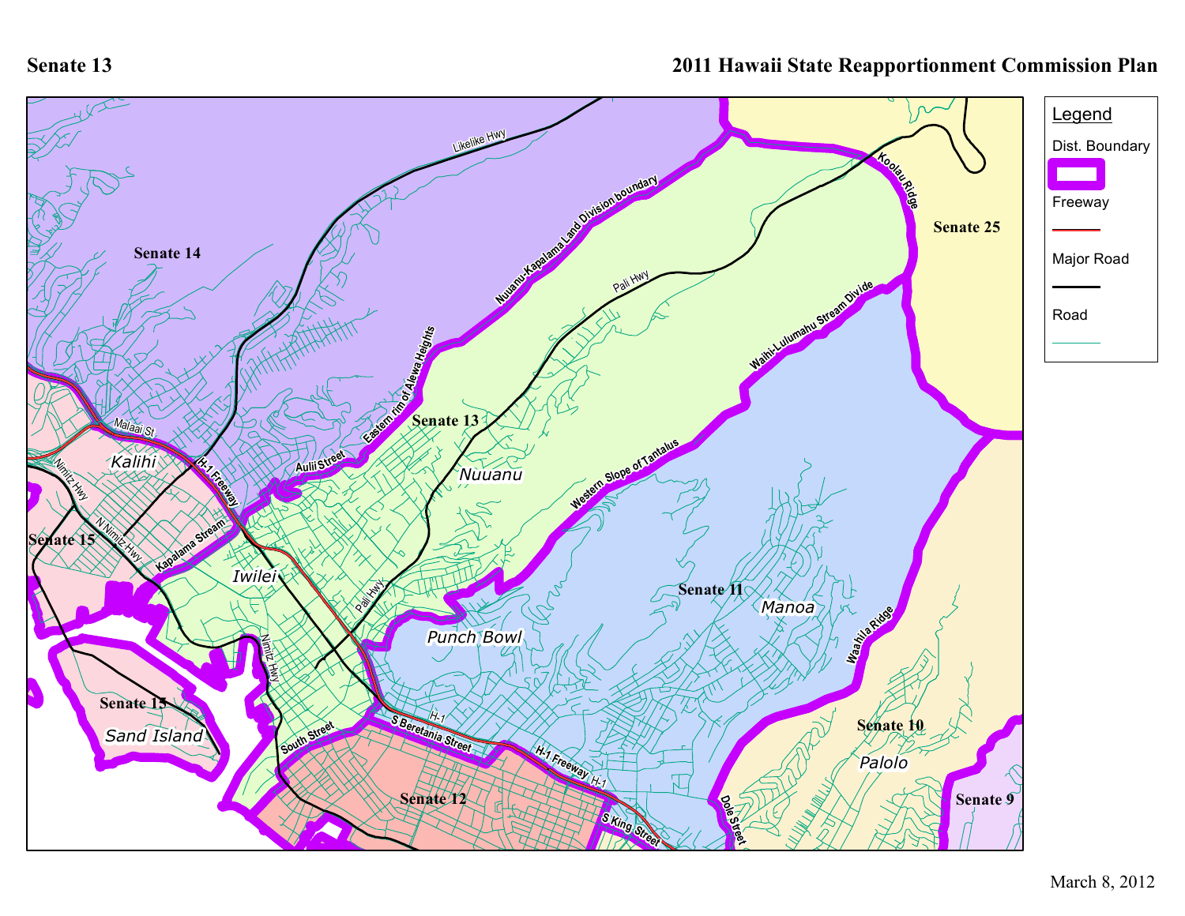# Senate 13

## 2011 Hawaii State Reapportionment Commission Plan

**Legend**

- Dist. Boundary
- Freeway
- Major Road
- Road

Senate 14

Senate 13

Nuuanu

Senate 25

Senate 11

Manoa

Senate 15

Kalihi

Iwilei

Punch Bowl

Senate 15

Sand Island

Senate 12

Senate 10

Palolo

Senate 9

Likelike Hwy, Nuuanu-Kapalama Land Division boundary, Koolau Ridge, Pali Hwy, Waihi-Lulumahu Stream Divide, Eastern rim of Alewa Heights, Malaai St, H-1 Freeway, Aulii Street, Western Slope of Tantalus, Nimitz Hwy, N Nimitz Hwy, Kapalama Stream, Pali Hwy, Waahila Ridge, South Street, S Beretania Street, H-1, H-1 Freeway, S King Street, Dole Street

March 8, 2012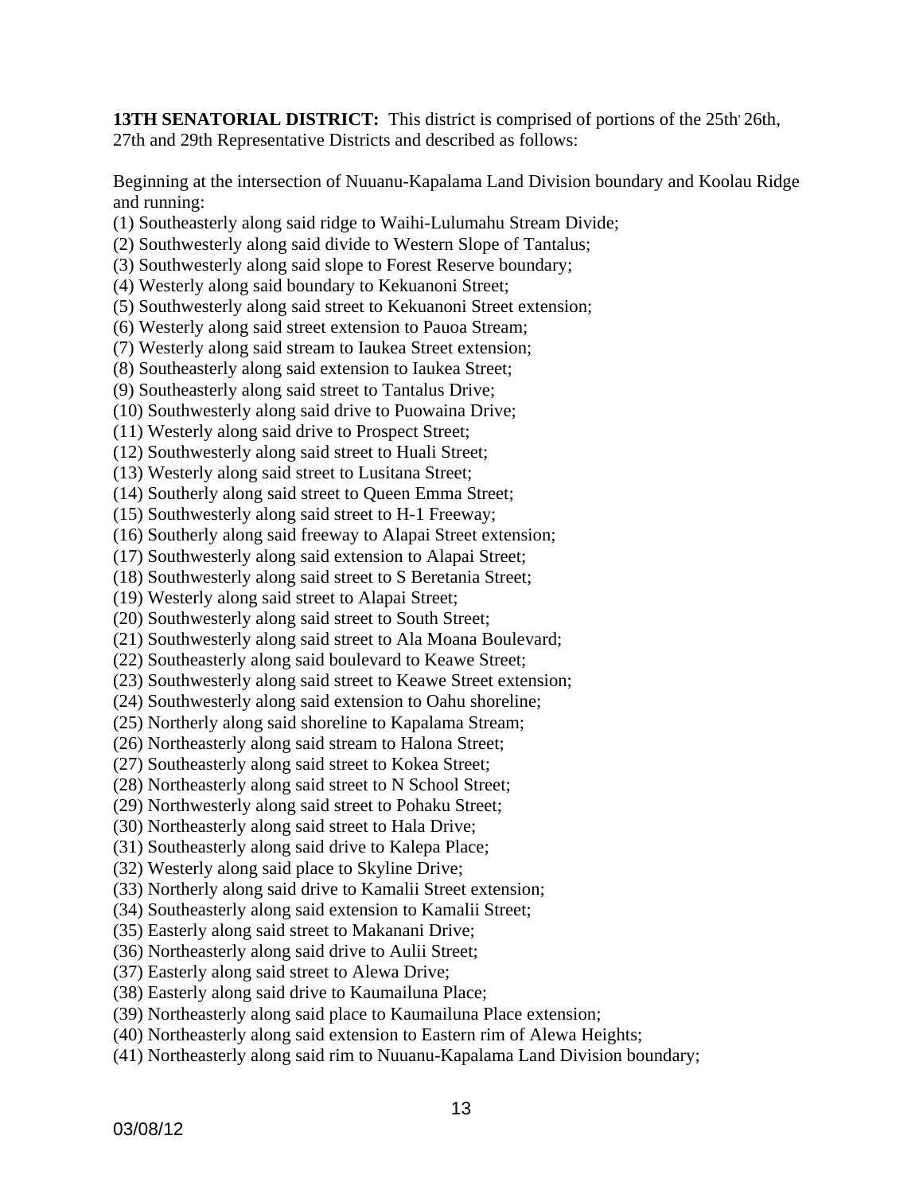**13TH SENATORIAL DISTRICT:** This district is comprised of portions of the 25th, 26th, 27th and 29th Representative Districts and described as follows:

Beginning at the intersection of Nuuanu-Kapalama Land Division boundary and Koolau Ridge and running:

(1) Southeasterly along said ridge to Waihi-Lulumahu Stream Divide;
(2) Southwesterly along said divide to Western Slope of Tantalus;
(3) Southwesterly along said slope to Forest Reserve boundary;
(4) Westerly along said boundary to Kekuanoni Street;
(5) Southwesterly along said street to Kekuanoni Street extension;
(6) Westerly along said street extension to Pauoa Stream;
(7) Westerly along said stream to Iaukea Street extension;
(8) Southeasterly along said extension to Iaukea Street;
(9) Southeasterly along said street to Tantalus Drive;
(10) Southwesterly along said drive to Puowaina Drive;
(11) Westerly along said drive to Prospect Street;
(12) Southwesterly along said street to Huali Street;
(13) Westerly along said street to Lusitana Street;
(14) Southerly along said street to Queen Emma Street;
(15) Southwesterly along said street to H-1 Freeway;
(16) Southerly along said freeway to Alapai Street extension;
(17) Southwesterly along said extension to Alapai Street;
(18) Southwesterly along said street to S Beretania Street;
(19) Westerly along said street to Alapai Street;
(20) Southwesterly along said street to South Street;
(21) Southwesterly along said street to Ala Moana Boulevard;
(22) Southeasterly along said boulevard to Keawe Street;
(23) Southwesterly along said street to Keawe Street extension;
(24) Southwesterly along said extension to Oahu shoreline;
(25) Northerly along said shoreline to Kapalama Stream;
(26) Northeasterly along said stream to Halona Street;
(27) Southeasterly along said street to Kokea Street;
(28) Northeasterly along said street to N School Street;
(29) Northwesterly along said street to Pohaku Street;
(30) Northeasterly along said street to Hala Drive;
(31) Southeasterly along said drive to Kalepa Place;
(32) Westerly along said place to Skyline Drive;
(33) Northerly along said drive to Kamalii Street extension;
(34) Southeasterly along said extension to Kamalii Street;
(35) Easterly along said street to Makanani Drive;
(36) Northeasterly along said drive to Aulii Street;
(37) Easterly along said street to Alewa Drive;
(38) Easterly along said drive to Kaumailuna Place;
(39) Northeasterly along said place to Kaumailuna Place extension;
(40) Northeasterly along said extension to Eastern rim of Alewa Heights;
(41) Northeasterly along said rim to Nuuanu-Kapalama Land Division boundary;

03/08/12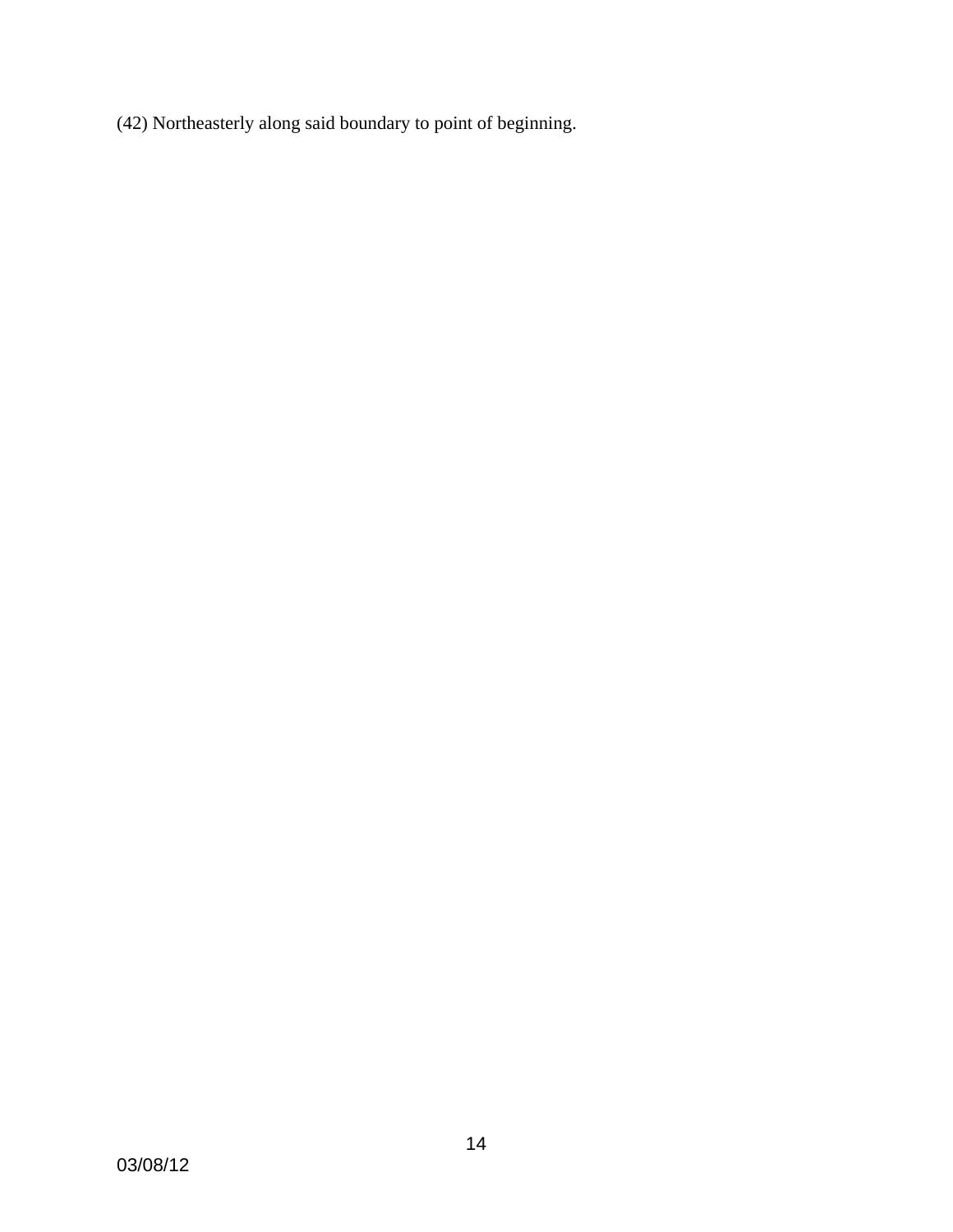(42) Northeasterly along said boundary to point of beginning.